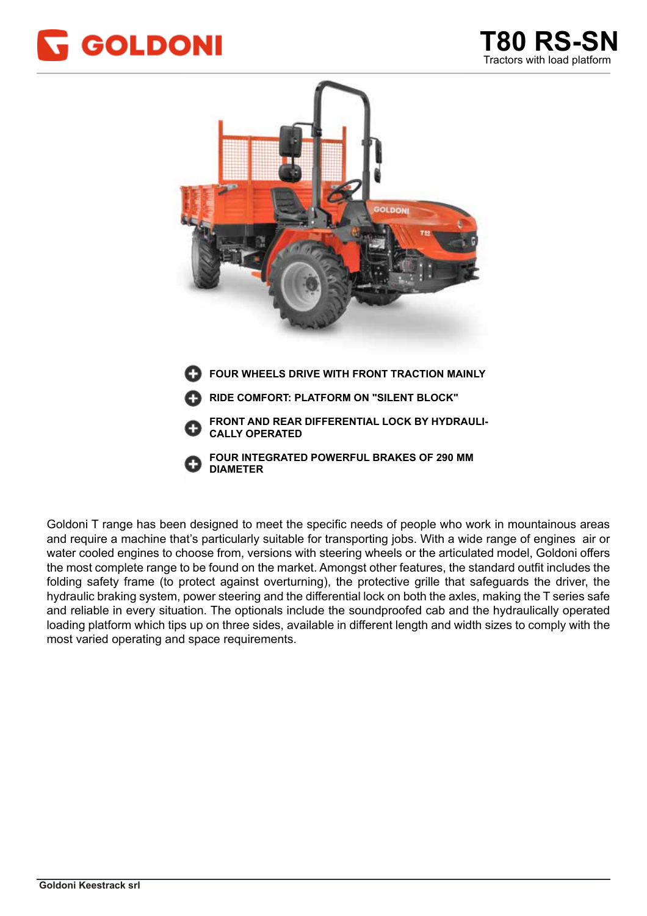GOLDONI

# T80 RS-SN

Tractors with load platform

- **FOUR WHEELS DRIVE WITH FRONT TRACTION MAINLY**
- **RIDE COMFORT: PLATFORM ON "SILENT BLOCK"**
- **FRONT AND REAR DIFFERENTIAL LOCK BY HYDRAULICALLY OPERATED**
- **FOUR INTEGRATED POWERFUL BRAKES OF 290 MM DIAMETER**

Goldoni T range has been designed to meet the specific needs of people who work in mountainous areas and require a machine that's particularly suitable for transporting jobs. With a wide range of engines air or water cooled engines to choose from, versions with steering wheels or the articulated model, Goldoni offers the most complete range to be found on the market. Amongst other features, the standard outfit includes the folding safety frame (to protect against overturning), the protective grille that safeguards the driver, the hydraulic braking system, power steering and the differential lock on both the axles, making the T series safe and reliable in every situation. The optionals include the soundproofed cab and the hydraulically operated loading platform which tips up on three sides, available in different length and width sizes to comply with the most varied operating and space requirements.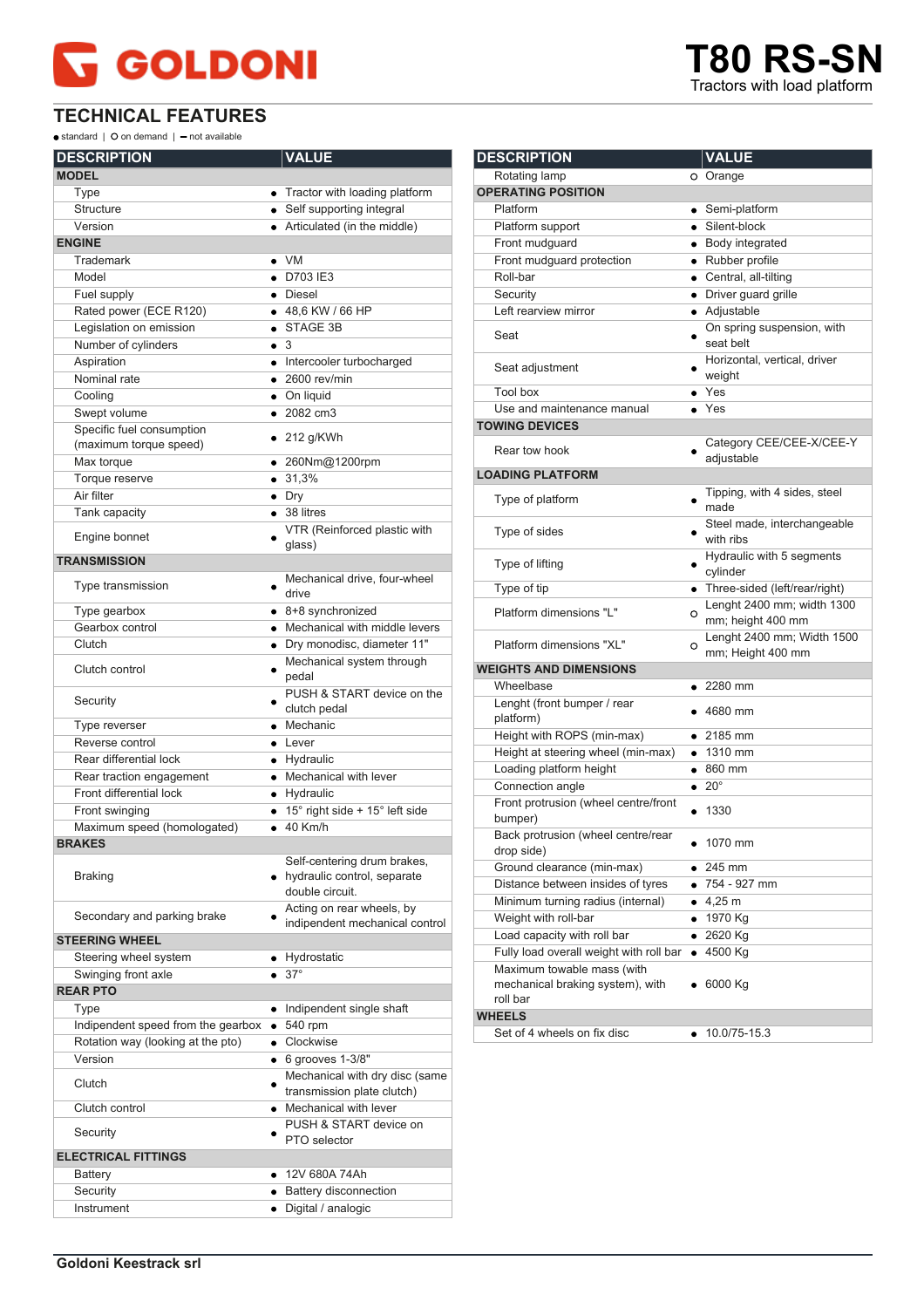# GOLDONI

# T80 RS-SN
Tractors with load platform

## TECHNICAL FEATURES

● standard | O on demand | – not available

| DESCRIPTION | | VALUE |
|---|---|---|
| **MODEL** | | |
| Type | ● | Tractor with loading platform |
| Structure | ● | Self supporting integral |
| Version | ● | Articulated (in the middle) |
| **ENGINE** | | |
| Trademark | ● | VM |
| Model | ● | D703 IE3 |
| Fuel supply | ● | Diesel |
| Rated power (ECE R120) | ● | 48,6 KW / 66 HP |
| Legislation on emission | ● | STAGE 3B |
| Number of cylinders | ● | 3 |
| Aspiration | ● | Intercooler turbocharged |
| Nominal rate | ● | 2600 rev/min |
| Cooling | ● | On liquid |
| Swept volume | ● | 2082 cm3 |
| Specific fuel consumption (maximum torque speed) | ● | 212 g/KWh |
| Max torque | ● | 260Nm@1200rpm |
| Torque reserve | ● | 31,3% |
| Air filter | ● | Dry |
| Tank capacity | ● | 38 litres |
| Engine bonnet | ● | VTR (Reinforced plastic with glass) |
| **TRANSMISSION** | | |
| Type transmission | ● | Mechanical drive, four-wheel drive |
| Type gearbox | ● | 8+8 synchronized |
| Gearbox control | ● | Mechanical with middle levers |
| Clutch | ● | Dry monodisc, diameter 11" |
| Clutch control | ● | Mechanical system through pedal |
| Security | ● | PUSH & START device on the clutch pedal |
| Type reverser | ● | Mechanic |
| Reverse control | ● | Lever |
| Rear differential lock | ● | Hydraulic |
| Rear traction engagement | ● | Mechanical with lever |
| Front differential lock | ● | Hydraulic |
| Front swinging | ● | 15° right side + 15° left side |
| Maximum speed (homologated) | ● | 40 Km/h |
| **BRAKES** | | |
| Braking | ● | Self-centering drum brakes, hydraulic control, separate double circuit. |
| Secondary and parking brake | ● | Acting on rear wheels, by independent mechanical control |
| **STEERING WHEEL** | | |
| Steering wheel system | ● | Hydrostatic |
| Swinging front axle | ● | 37° |
| **REAR PTO** | | |
| Type | ● | Indipendent single shaft |
| Indipendent speed from the gearbox | ● | 540 rpm |
| Rotation way (looking at the pto) | ● | Clockwise |
| Version | ● | 6 grooves 1-3/8" |
| Clutch | ● | Mechanical with dry disc (same transmission plate clutch) |
| Clutch control | ● | Mechanical with lever |
| Security | ● | PUSH & START device on PTO selector |
| **ELECTRICAL FITTINGS** | | |
| Battery | ● | 12V 680A 74Ah |
| Security | ● | Battery disconnection |
| Instrument | ● | Digital / analogic |

| DESCRIPTION | | VALUE |
|---|---|---|
| Rotating lamp | O | Orange |
| **OPERATING POSITION** | | |
| Platform | ● | Semi-platform |
| Platform support | ● | Silent-block |
| Front mudguard | ● | Body integrated |
| Front mudguard protection | ● | Rubber profile |
| Roll-bar | ● | Central, all-tilting |
| Security | ● | Driver guard grille |
| Left rearview mirror | ● | Adjustable |
| Seat | ● | On spring suspension, with seat belt |
| Seat adjustment | ● | Horizontal, vertical, driver weight |
| Tool box | ● | Yes |
| Use and maintenance manual | ● | Yes |
| **TOWING DEVICES** | | |
| Rear tow hook | ● | Category CEE/CEE-X/CEE-Y adjustable |
| **LOADING PLATFORM** | | |
| Type of platform | ● | Tipping, with 4 sides, steel made |
| Type of sides | ● | Steel made, interchangeable with ribs |
| Type of lifting | ● | Hydraulic with 5 segments cylinder |
| Type of tip | ● | Three-sided (left/rear/right) |
| Platform dimensions "L" | O | Lenght 2400 mm; width 1300 mm; height 400 mm |
| Platform dimensions "XL" | O | Lenght 2400 mm; Width 1500 mm; Height 400 mm |
| **WEIGHTS AND DIMENSIONS** | | |
| Wheelbase | ● | 2280 mm |
| Lenght (front bumper / rear platform) | ● | 4680 mm |
| Height with ROPS (min-max) | ● | 2185 mm |
| Height at steering wheel (min-max) | ● | 1310 mm |
| Loading platform height | ● | 860 mm |
| Connection angle | ● | 20° |
| Front protrusion (wheel centre/front bumper) | ● | 1330 |
| Back protrusion (wheel centre/rear drop side) | ● | 1070 mm |
| Ground clearance (min-max) | ● | 245 mm |
| Distance between insides of tyres | ● | 754 - 927 mm |
| Minimum turning radius (internal) | ● | 4,25 m |
| Weight with roll-bar | ● | 1970 Kg |
| Load capacity with roll bar | ● | 2620 Kg |
| Fully load overall weight with roll bar | ● | 4500 Kg |
| Maximum towable mass (with mechanical braking system), with roll bar | ● | 6000 Kg |
| **WHEELS** | | |
| Set of 4 wheels on fix disc | ● | 10.0/75-15.3 |

Goldoni Keestrack srl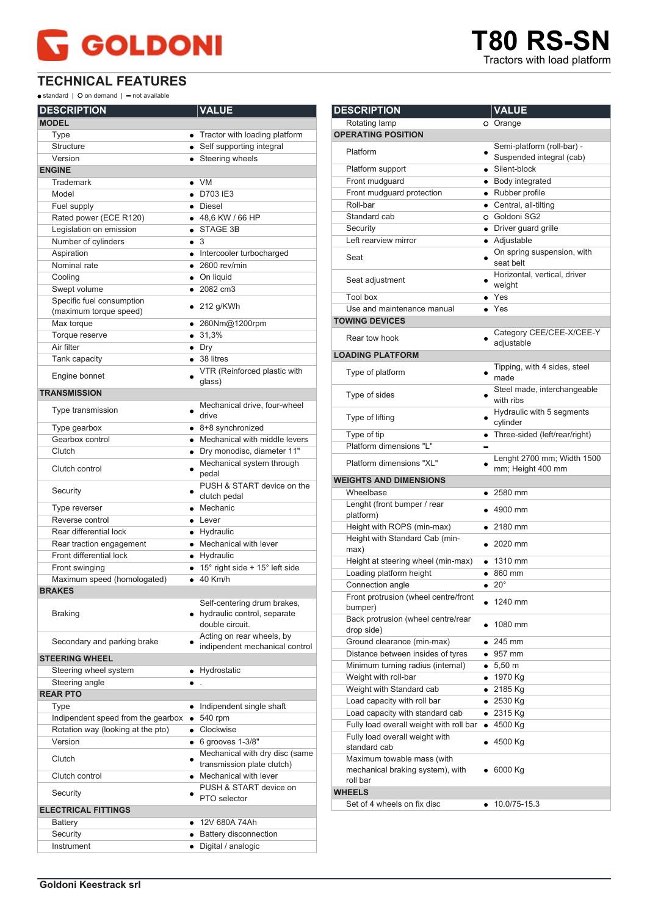GOLDONI

# T80 RS-SN

Tractors with load platform

## TECHNICAL FEATURES

● standard | O on demand | – not available

| DESCRIPTION | | VALUE |
|---|---|---|
| **MODEL** | | |
| Type | ● | Tractor with loading platform |
| Structure | ● | Self supporting integral |
| Version | ● | Steering wheels |
| **ENGINE** | | |
| Trademark | ● | VM |
| Model | ● | D703 IE3 |
| Fuel supply | ● | Diesel |
| Rated power (ECE R120) | ● | 48,6 KW / 66 HP |
| Legislation on emission | ● | STAGE 3B |
| Number of cylinders | ● | 3 |
| Aspiration | ● | Intercooler turbocharged |
| Nominal rate | ● | 2600 rev/min |
| Cooling | ● | On liquid |
| Swept volume | ● | 2082 cm3 |
| Specific fuel consumption (maximum torque speed) | ● | 212 g/KWh |
| Max torque | ● | 260Nm@1200rpm |
| Torque reserve | ● | 31,3% |
| Air filter | ● | Dry |
| Tank capacity | ● | 38 litres |
| Engine bonnet | ● | VTR (Reinforced plastic with glass) |
| **TRANSMISSION** | | |
| Type transmission | ● | Mechanical drive, four-wheel drive |
| Type gearbox | ● | 8+8 synchronized |
| Gearbox control | ● | Mechanical with middle levers |
| Clutch | ● | Dry monodisc, diameter 11" |
| Clutch control | ● | Mechanical system through pedal |
| Security | ● | PUSH & START device on the clutch pedal |
| Type reverser | ● | Mechanic |
| Reverse control | ● | Lever |
| Rear differential lock | ● | Hydraulic |
| Rear traction engagement | ● | Mechanical with lever |
| Front differential lock | ● | Hydraulic |
| Front swinging | ● | 15° right side + 15° left side |
| Maximum speed (homologated) | ● | 40 Km/h |
| **BRAKES** | | |
| Braking | ● | Self-centering drum brakes, hydraulic control, separate double circuit. |
| Secondary and parking brake | ● | Acting on rear wheels, by indipendent mechanical control |
| **STEERING WHEEL** | | |
| Steering wheel system | ● | Hydrostatic |
| Steering angle | ● | . |
| **REAR PTO** | | |
| Type | ● | Indipendent single shaft |
| Indipendent speed from the gearbox | ● | 540 rpm |
| Rotation way (looking at the pto) | ● | Clockwise |
| Version | ● | 6 grooves 1-3/8" |
| Clutch | ● | Mechanical with dry disc (same transmission plate clutch) |
| Clutch control | ● | Mechanical with lever |
| Security | ● | PUSH & START device on PTO selector |
| **ELECTRICAL FITTINGS** | | |
| Battery | ● | 12V 680A 74Ah |
| Security | ● | Battery disconnection |
| Instrument | ● | Digital / analogic |

| DESCRIPTION | | VALUE |
|---|---|---|
| Rotating lamp | O | Orange |
| **OPERATING POSITION** | | |
| Platform | ● | Semi-platform (roll-bar) - Suspended integral (cab) |
| Platform support | ● | Silent-block |
| Front mudguard | ● | Body integrated |
| Front mudguard protection | ● | Rubber profile |
| Roll-bar | ● | Central, all-tilting |
| Standard cab | O | Goldoni SG2 |
| Security | ● | Driver guard grille |
| Left rearview mirror | ● | Adjustable |
| Seat | ● | On spring suspension, with seat belt |
| Seat adjustment | ● | Horizontal, vertical, driver weight |
| Tool box | ● | Yes |
| Use and maintenance manual | ● | Yes |
| **TOWING DEVICES** | | |
| Rear tow hook | ● | Category CEE/CEE-X/CEE-Y adjustable |
| **LOADING PLATFORM** | | |
| Type of platform | ● | Tipping, with 4 sides, steel made |
| Type of sides | ● | Steel made, interchangeable with ribs |
| Type of lifting | ● | Hydraulic with 5 segments cylinder |
| Type of tip | ● | Three-sided (left/rear/right) |
| Platform dimensions "L" | – | |
| Platform dimensions "XL" | ● | Lenght 2700 mm; Width 1500 mm; Height 400 mm |
| **WEIGHTS AND DIMENSIONS** | | |
| Wheelbase | ● | 2580 mm |
| Lenght (front bumper / rear platform) | ● | 4900 mm |
| Height with ROPS (min-max) | ● | 2180 mm |
| Height with Standard Cab (min-max) | ● | 2020 mm |
| Height at steering wheel (min-max) | ● | 1310 mm |
| Loading platform height | ● | 860 mm |
| Connection angle | ● | 20° |
| Front protrusion (wheel centre/front bumper) | ● | 1240 mm |
| Back protrusion (wheel centre/rear drop side) | ● | 1080 mm |
| Ground clearance (min-max) | ● | 245 mm |
| Distance between insides of tyres | ● | 957 mm |
| Minimum turning radius (internal) | ● | 5,50 m |
| Weight with roll-bar | ● | 1970 Kg |
| Weight with Standard cab | ● | 2185 Kg |
| Load capacity with roll bar | ● | 2530 Kg |
| Load capacity with standard cab | ● | 2315 Kg |
| Fully load overall weight with roll bar | ● | 4500 Kg |
| Fully load overall weight with standard cab | ● | 4500 Kg |
| Maximum towable mass (with mechanical braking system), with roll bar | ● | 6000 Kg |
| **WHEELS** | | |
| Set of 4 wheels on fix disc | ● | 10.0/75-15.3 |

Goldoni Keestrack srl